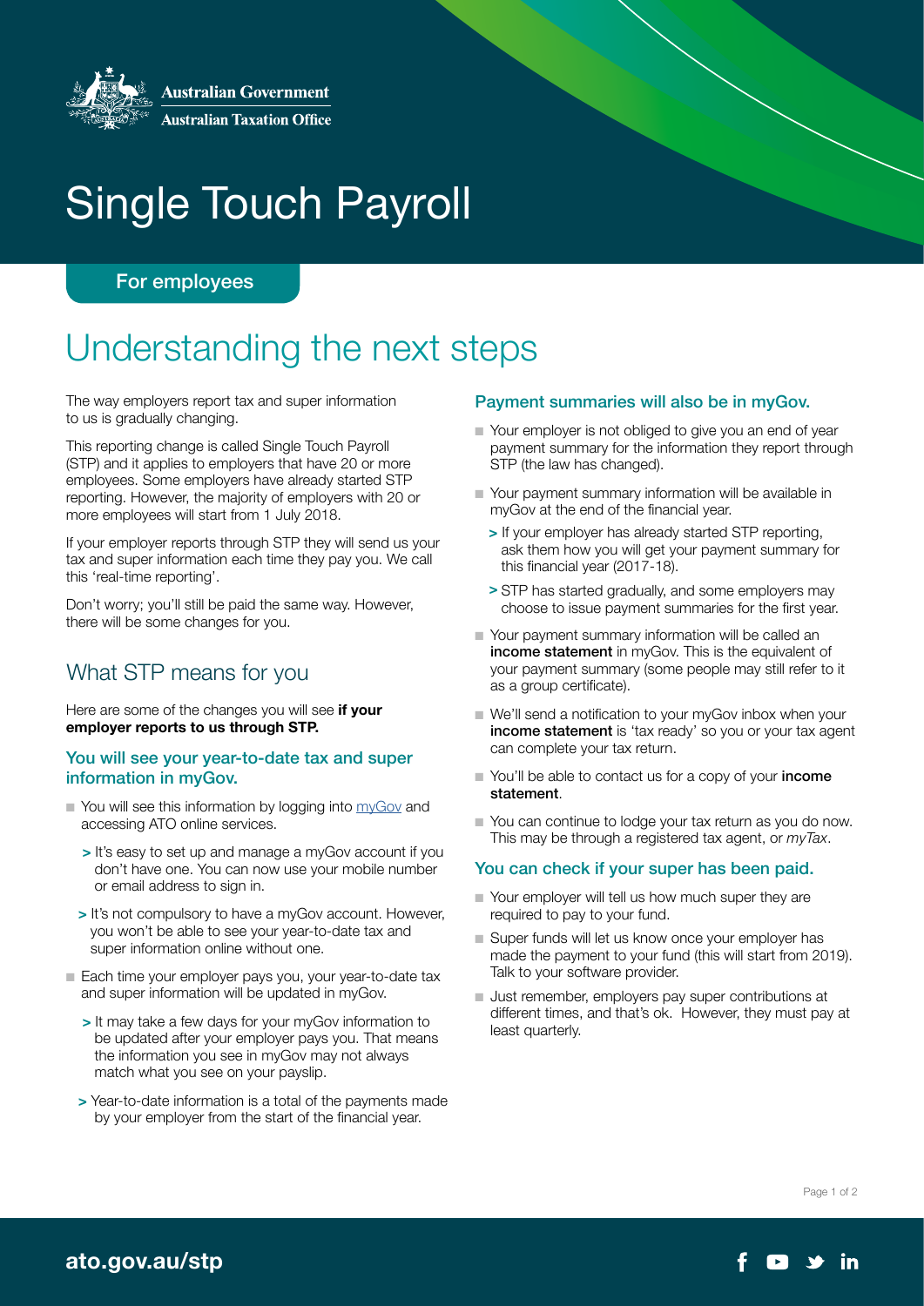Australian Government
Australian Taxation Office

# Single Touch Payroll

For employees

## Understanding the next steps

The way employers report tax and super information to us is gradually changing.

This reporting change is called Single Touch Payroll (STP) and it applies to employers that have 20 or more employees. Some employers have already started STP reporting. However, the majority of employers with 20 or more employees will start from 1 July 2018.

If your employer reports through STP they will send us your tax and super information each time they pay you. We call this 'real-time reporting'.

Don't worry; you'll still be paid the same way. However, there will be some changes for you.

## What STP means for you

Here are some of the changes you will see **if your employer reports to us through STP.**

### You will see your year-to-date tax and super information in myGov.

- You will see this information by logging into myGov and accessing ATO online services.
  - It's easy to set up and manage a myGov account if you don't have one. You can now use your mobile number or email address to sign in.
  - It's not compulsory to have a myGov account. However, you won't be able to see your year-to-date tax and super information online without one.
- Each time your employer pays you, your year-to-date tax and super information will be updated in myGov.
  - It may take a few days for your myGov information to be updated after your employer pays you. That means the information you see in myGov may not always match what you see on your payslip.
  - Year-to-date information is a total of the payments made by your employer from the start of the financial year.

### Payment summaries will also be in myGov.

- Your employer is not obliged to give you an end of year payment summary for the information they report through STP (the law has changed).
- Your payment summary information will be available in myGov at the end of the financial year.
  - If your employer has already started STP reporting, ask them how you will get your payment summary for this financial year (2017-18).
  - STP has started gradually, and some employers may choose to issue payment summaries for the first year.
- Your payment summary information will be called an **income statement** in myGov. This is the equivalent of your payment summary (some people may still refer to it as a group certificate).
- We'll send a notification to your myGov inbox when your **income statement** is 'tax ready' so you or your tax agent can complete your tax return.
- You'll be able to contact us for a copy of your **income statement**.
- You can continue to lodge your tax return as you do now. This may be through a registered tax agent, or *myTax*.

### You can check if your super has been paid.

- Your employer will tell us how much super they are required to pay to your fund.
- Super funds will let us know once your employer has made the payment to your fund (this will start from 2019). Talk to your software provider.
- Just remember, employers pay super contributions at different times, and that's ok. However, they must pay at least quarterly.

ato.gov.au/stp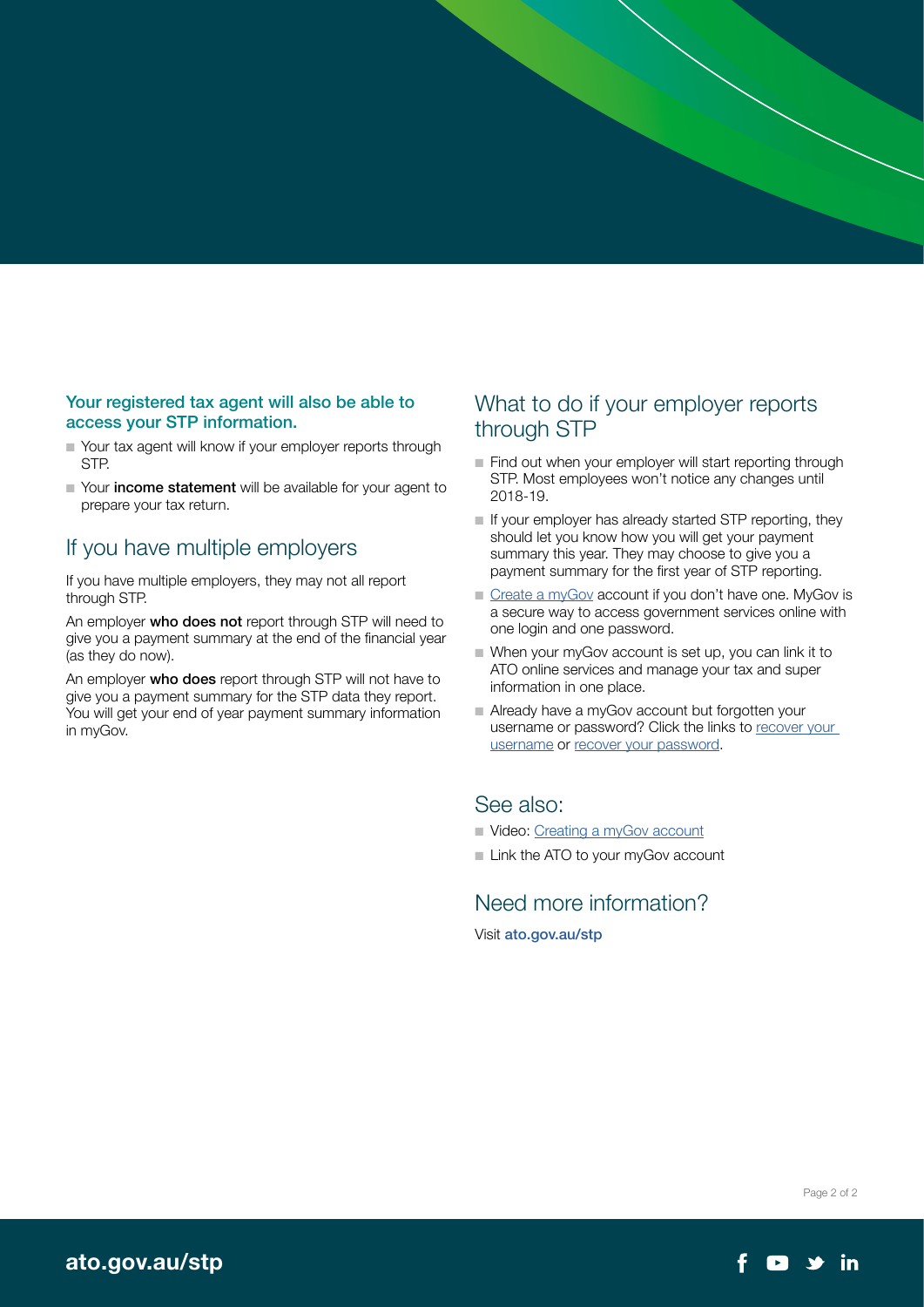**Your registered tax agent will also be able to access your STP information.**

- Your tax agent will know if your employer reports through STP.
- Your **income statement** will be available for your agent to prepare your tax return.

## If you have multiple employers

If you have multiple employers, they may not all report through STP.

An employer **who does not** report through STP will need to give you a payment summary at the end of the financial year (as they do now).

An employer **who does** report through STP will not have to give you a payment summary for the STP data they report. You will get your end of year payment summary information in myGov.

## What to do if your employer reports through STP

- Find out when your employer will start reporting through STP. Most employees won't notice any changes until 2018-19.
- If your employer has already started STP reporting, they should let you know how you will get your payment summary this year. They may choose to give you a payment summary for the first year of STP reporting.
- Create a myGov account if you don't have one. MyGov is a secure way to access government services online with one login and one password.
- When your myGov account is set up, you can link it to ATO online services and manage your tax and super information in one place.
- Already have a myGov account but forgotten your username or password? Click the links to recover your username or recover your password.

## See also:

- Video: Creating a myGov account
- Link the ATO to your myGov account

## Need more information?

Visit **ato.gov.au/stp**